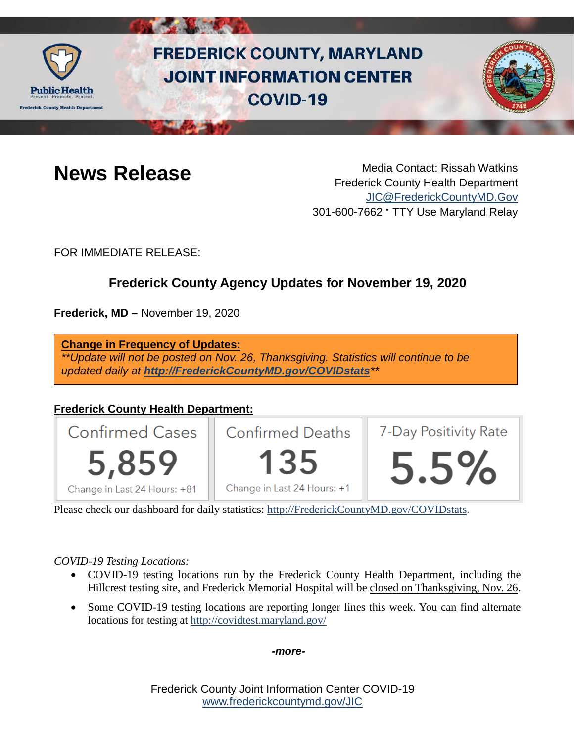# FREDERICK COUNTY, MARYLAND JOINT INFORMATION CENTER COVID-19

# News Release

Media Contact: Rissah Watkins
Frederick County Health Department
JIC@FrederickCountyMD.Gov
301-600-7662 • TTY Use Maryland Relay

FOR IMMEDIATE RELEASE:

## Frederick County Agency Updates for November 19, 2020

**Frederick, MD –** November 19, 2020

**Change in Frequency of Updates:**
*\*\*Update will not be posted on Nov. 26, Thanksgiving. Statistics will continue to be updated daily at **http://FrederickCountyMD.gov/COVIDstats**\*\**

**Frederick County Health Department:**

| Confirmed Cases | Confirmed Deaths | 7-Day Positivity Rate |
|---|---|---|
| 5,859 | 135 | 5.5% |
| Change in Last 24 Hours: +81 | Change in Last 24 Hours: +1 | |

Please check our dashboard for daily statistics: http://FrederickCountyMD.gov/COVIDstats.

*COVID-19 Testing Locations:*

- COVID-19 testing locations run by the Frederick County Health Department, including the Hillcrest testing site, and Frederick Memorial Hospital will be closed on Thanksgiving, Nov. 26.
- Some COVID-19 testing locations are reporting longer lines this week. You can find alternate locations for testing at http://covidtest.maryland.gov/

***-more-***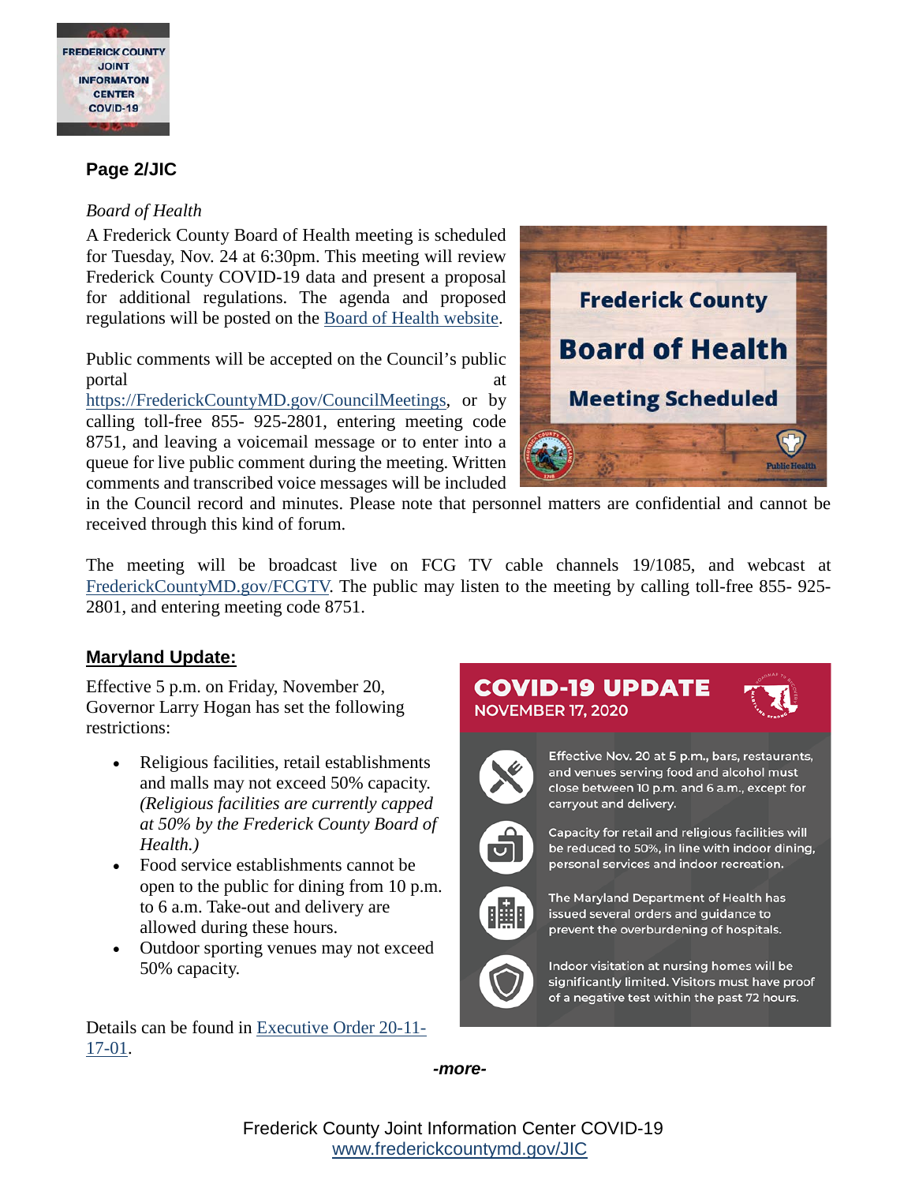**Page 2/JIC**

*Board of Health*

A Frederick County Board of Health meeting is scheduled for Tuesday, Nov. 24 at 6:30pm. This meeting will review Frederick County COVID-19 data and present a proposal for additional regulations. The agenda and proposed regulations will be posted on the Board of Health website.

Public comments will be accepted on the Council's public portal at https://FrederickCountyMD.gov/CouncilMeetings, or by calling toll-free 855- 925-2801, entering meeting code 8751, and leaving a voicemail message or to enter into a queue for live public comment during the meeting. Written comments and transcribed voice messages will be included in the Council record and minutes. Please note that personnel matters are confidential and cannot be received through this kind of forum.

The meeting will be broadcast live on FCG TV cable channels 19/1085, and webcast at FrederickCountyMD.gov/FCGTV. The public may listen to the meeting by calling toll-free 855- 925-2801, and entering meeting code 8751.

**Maryland Update:**

Effective 5 p.m. on Friday, November 20, Governor Larry Hogan has set the following restrictions:

- Religious facilities, retail establishments and malls may not exceed 50% capacity. *(Religious facilities are currently capped at 50% by the Frederick County Board of Health.)*
- Food service establishments cannot be open to the public for dining from 10 p.m. to 6 a.m. Take-out and delivery are allowed during these hours.
- Outdoor sporting venues may not exceed 50% capacity.

Details can be found in Executive Order 20-11-17-01.

*-more-*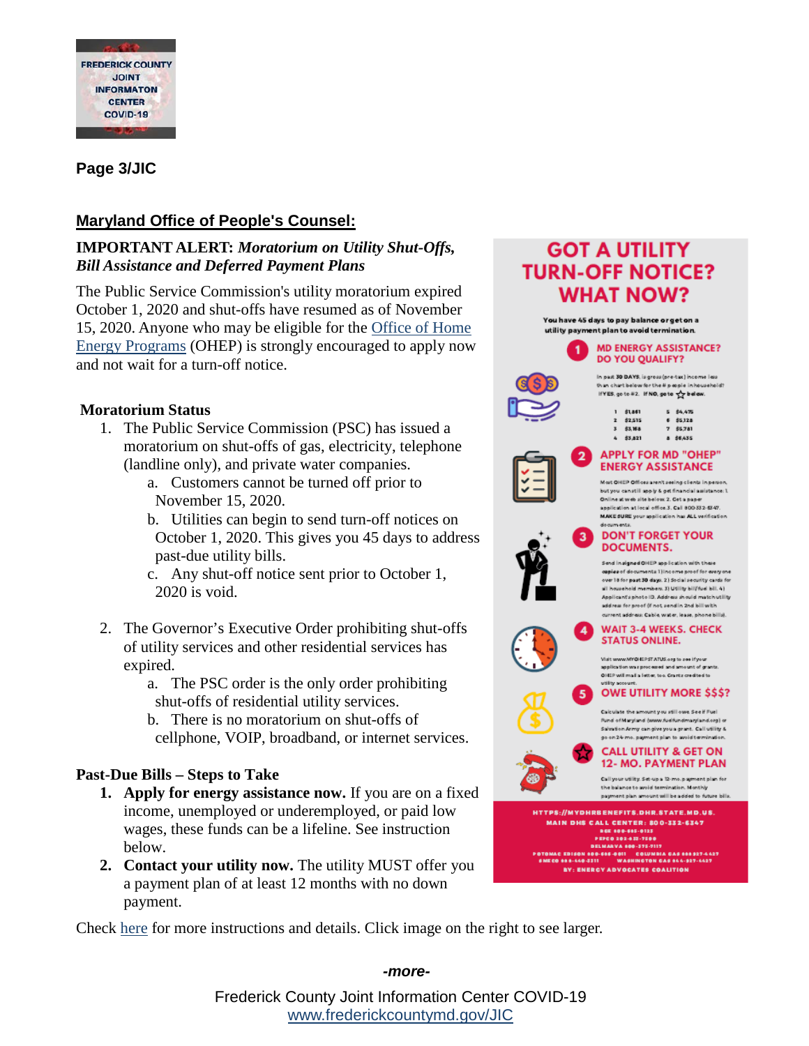## Maryland Office of People's Counsel:

**IMPORTANT ALERT:** ***Moratorium on Utility Shut-Offs, Bill Assistance and Deferred Payment Plans***

The Public Service Commission's utility moratorium expired October 1, 2020 and shut-offs have resumed as of November 15, 2020. Anyone who may be eligible for the Office of Home Energy Programs (OHEP) is strongly encouraged to apply now and not wait for a turn-off notice.

**Moratorium Status**

1. The Public Service Commission (PSC) has issued a moratorium on shut-offs of gas, electricity, telephone (landline only), and private water companies.
   a. Customers cannot be turned off prior to November 15, 2020.
   b. Utilities can begin to send turn-off notices on October 1, 2020. This gives you 45 days to address past-due utility bills.
   c. Any shut-off notice sent prior to October 1, 2020 is void.
2. The Governor's Executive Order prohibiting shut-offs of utility services and other residential services has expired.
   a. The PSC order is the only order prohibiting shut-offs of residential utility services.
   b. There is no moratorium on shut-offs of cellphone, VOIP, broadband, or internet services.

**Past-Due Bills – Steps to Take**

1. **Apply for energy assistance now.** If you are on a fixed income, unemployed or underemployed, or paid low wages, these funds can be a lifeline. See instruction below.
2. **Contact your utility now.** The utility MUST offer you a payment plan of at least 12 months with no down payment.

Check here for more instructions and details. Click image on the right to see larger.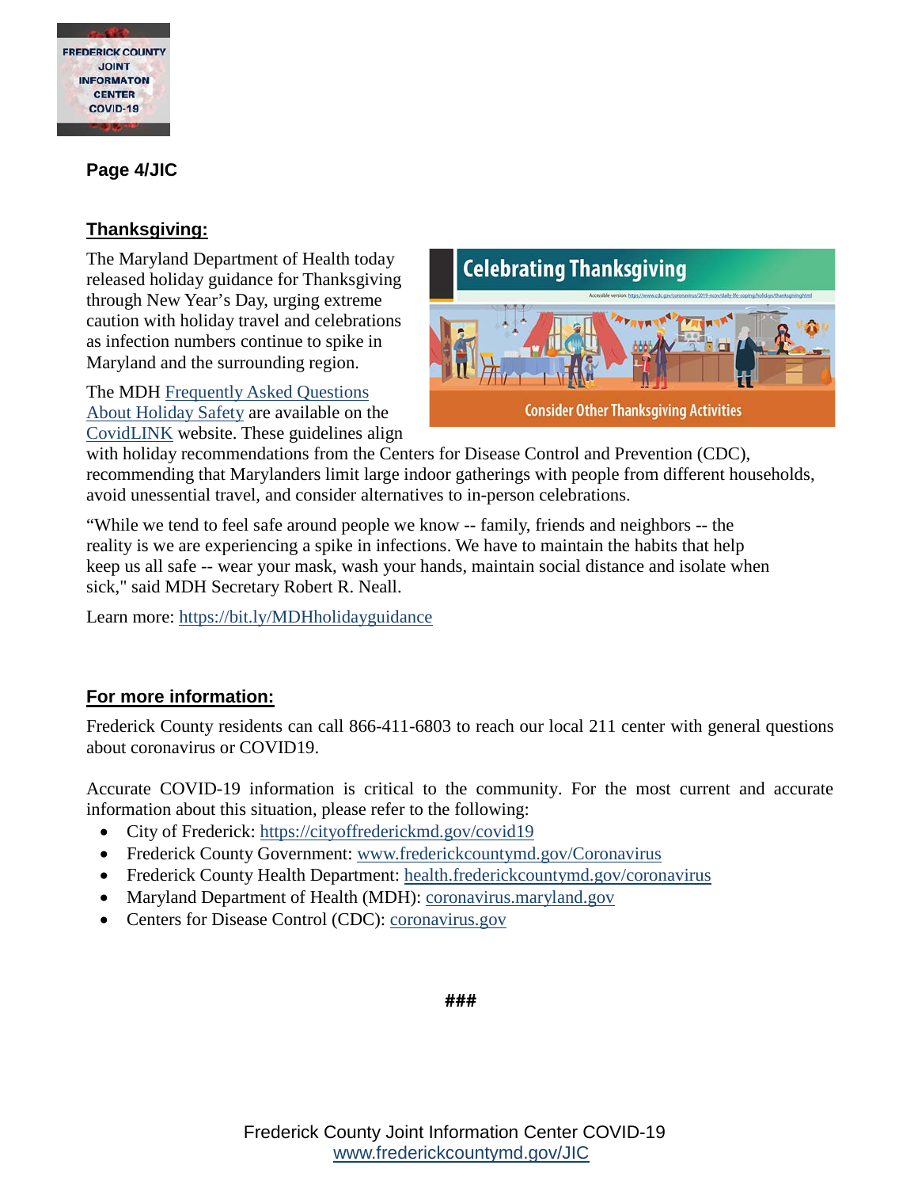**Page 4/JIC**

## Thanksgiving:

The Maryland Department of Health today released holiday guidance for Thanksgiving through New Year's Day, urging extreme caution with holiday travel and celebrations as infection numbers continue to spike in Maryland and the surrounding region.

The MDH Frequently Asked Questions About Holiday Safety are available on the CovidLINK website. These guidelines align with holiday recommendations from the Centers for Disease Control and Prevention (CDC), recommending that Marylanders limit large indoor gatherings with people from different households, avoid unessential travel, and consider alternatives to in-person celebrations.

"While we tend to feel safe around people we know -- family, friends and neighbors -- the reality is we are experiencing a spike in infections. We have to maintain the habits that help keep us all safe -- wear your mask, wash your hands, maintain social distance and isolate when sick," said MDH Secretary Robert R. Neall.

Learn more: https://bit.ly/MDHholidayguidance

## For more information:

Frederick County residents can call 866-411-6803 to reach our local 211 center with general questions about coronavirus or COVID19.

Accurate COVID-19 information is critical to the community. For the most current and accurate information about this situation, please refer to the following:

- City of Frederick: https://cityoffrederickmd.gov/covid19
- Frederick County Government: www.frederickcountymd.gov/Coronavirus
- Frederick County Health Department: health.frederickcountymd.gov/coronavirus
- Maryland Department of Health (MDH): coronavirus.maryland.gov
- Centers for Disease Control (CDC): coronavirus.gov

###